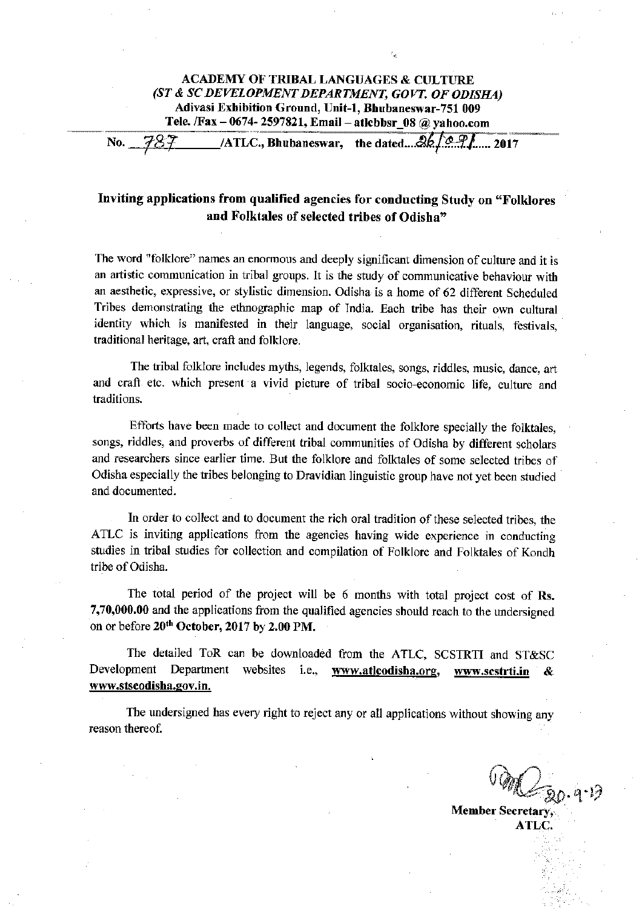**ACADEMY OF TRIBAL LANGUAGES & CULTURE**
***(ST & SC DEVELOPMENT DEPARTMENT, GOVT. OF ODISHA)***
**Adivasi Exhibition Ground, Unit-1, Bhubaneswar-751 009**
**Tele. /Fax – 0674- 2597821, Email – atlcbbsr_08 @ yahoo.com**

**No.** 787 **/ATLC., Bhubaneswar, the dated....**26/09/**...... 2017**

## Inviting applications from qualified agencies for conducting Study on "Folklores and Folktales of selected tribes of Odisha"

The word "folklore" names an enormous and deeply significant dimension of culture and it is an artistic communication in tribal groups. It is the study of communicative behaviour with an aesthetic, expressive, or stylistic dimension. Odisha is a home of 62 different Scheduled Tribes demonstrating the ethnographic map of India. Each tribe has their own cultural identity which is manifested in their language, social organisation, rituals, festivals, traditional heritage, art, craft and folklore.

The tribal folklore includes myths, legends, folktales, songs, riddles, music, dance, art and craft etc. which present a vivid picture of tribal socio-economic life, culture and traditions.

Efforts have been made to collect and document the folklore specially the folktales, songs, riddles, and proverbs of different tribal communities of Odisha by different scholars and researchers since earlier time. But the folklore and folktales of some selected tribes of Odisha especially the tribes belonging to Dravidian linguistic group have not yet been studied and documented.

In order to collect and to document the rich oral tradition of these selected tribes, the ATLC is inviting applications from the agencies having wide experience in conducting studies in tribal studies for collection and compilation of Folklore and Folktales of Kondh tribe of Odisha.

The total period of the project will be 6 months with total project cost of **Rs. 7,70,000.00** and the applications from the qualified agencies should reach to the undersigned on or before **20th October, 2017 by 2.00 PM.**

The detailed ToR can be downloaded from the ATLC, SCSTRTI and ST&SC Development Department websites i.e., **www.atlcodisha.org**, **www.scstrti.in** & **www.stscodisha.gov.in.**

The undersigned has every right to reject any or all applications without showing any reason thereof.

20.9.17

**Member Secretary,**
**ATLC.**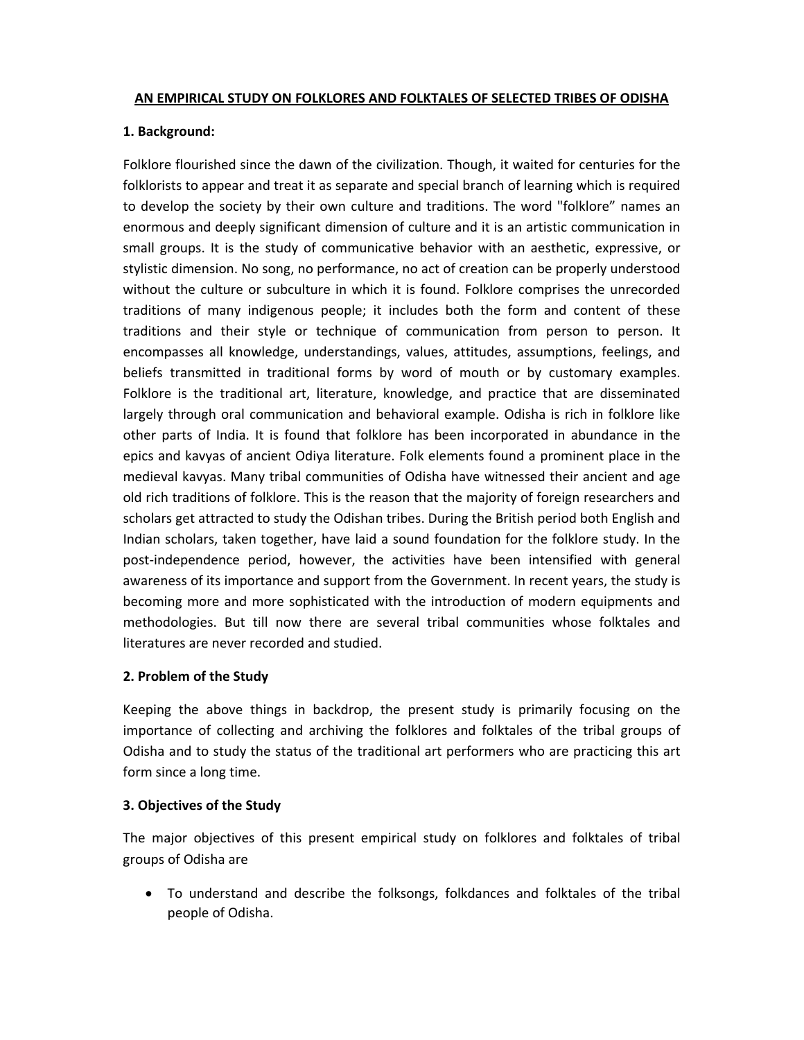**AN EMPIRICAL STUDY ON FOLKLORES AND FOLKTALES OF SELECTED TRIBES OF ODISHA**

**1. Background:**

Folklore flourished since the dawn of the civilization. Though, it waited for centuries for the folklorists to appear and treat it as separate and special branch of learning which is required to develop the society by their own culture and traditions. The word "folklore" names an enormous and deeply significant dimension of culture and it is an artistic communication in small groups. It is the study of communicative behavior with an aesthetic, expressive, or stylistic dimension. No song, no performance, no act of creation can be properly understood without the culture or subculture in which it is found. Folklore comprises the unrecorded traditions of many indigenous people; it includes both the form and content of these traditions and their style or technique of communication from person to person. It encompasses all knowledge, understandings, values, attitudes, assumptions, feelings, and beliefs transmitted in traditional forms by word of mouth or by customary examples. Folklore is the traditional art, literature, knowledge, and practice that are disseminated largely through oral communication and behavioral example. Odisha is rich in folklore like other parts of India. It is found that folklore has been incorporated in abundance in the epics and kavyas of ancient Odiya literature. Folk elements found a prominent place in the medieval kavyas. Many tribal communities of Odisha have witnessed their ancient and age old rich traditions of folklore. This is the reason that the majority of foreign researchers and scholars get attracted to study the Odishan tribes. During the British period both English and Indian scholars, taken together, have laid a sound foundation for the folklore study. In the post-independence period, however, the activities have been intensified with general awareness of its importance and support from the Government. In recent years, the study is becoming more and more sophisticated with the introduction of modern equipments and methodologies. But till now there are several tribal communities whose folktales and literatures are never recorded and studied.

**2. Problem of the Study**

Keeping the above things in backdrop, the present study is primarily focusing on the importance of collecting and archiving the folklores and folktales of the tribal groups of Odisha and to study the status of the traditional art performers who are practicing this art form since a long time.

**3. Objectives of the Study**

The major objectives of this present empirical study on folklores and folktales of tribal groups of Odisha are

- To understand and describe the folksongs, folkdances and folktales of the tribal people of Odisha.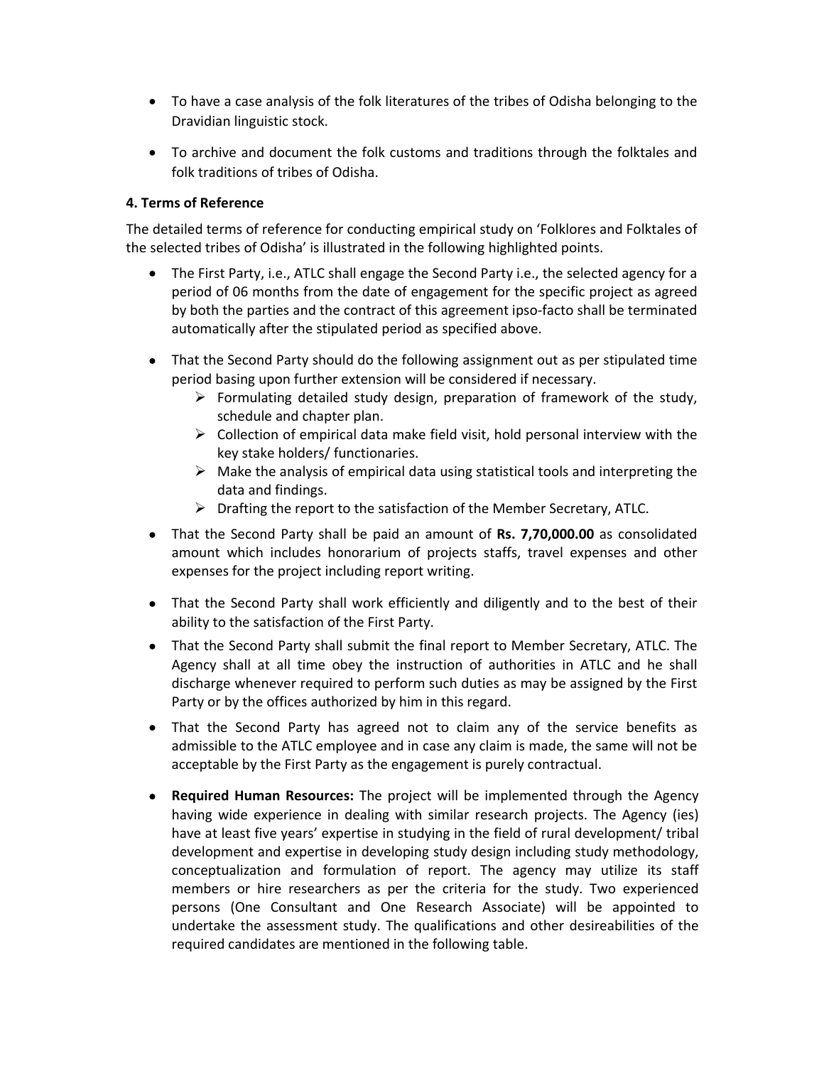- To have a case analysis of the folk literatures of the tribes of Odisha belonging to the Dravidian linguistic stock.
- To archive and document the folk customs and traditions through the folktales and folk traditions of tribes of Odisha.

**4. Terms of Reference**

The detailed terms of reference for conducting empirical study on 'Folklores and Folktales of the selected tribes of Odisha' is illustrated in the following highlighted points.

- The First Party, i.e., ATLC shall engage the Second Party i.e., the selected agency for a period of 06 months from the date of engagement for the specific project as agreed by both the parties and the contract of this agreement ipso-facto shall be terminated automatically after the stipulated period as specified above.
- That the Second Party should do the following assignment out as per stipulated time period basing upon further extension will be considered if necessary.
    - Formulating detailed study design, preparation of framework of the study, schedule and chapter plan.
    - Collection of empirical data make field visit, hold personal interview with the key stake holders/ functionaries.
    - Make the analysis of empirical data using statistical tools and interpreting the data and findings.
    - Drafting the report to the satisfaction of the Member Secretary, ATLC.
- That the Second Party shall be paid an amount of **Rs. 7,70,000.00** as consolidated amount which includes honorarium of projects staffs, travel expenses and other expenses for the project including report writing.
- That the Second Party shall work efficiently and diligently and to the best of their ability to the satisfaction of the First Party.
- That the Second Party shall submit the final report to Member Secretary, ATLC. The Agency shall at all time obey the instruction of authorities in ATLC and he shall discharge whenever required to perform such duties as may be assigned by the First Party or by the offices authorized by him in this regard.
- That the Second Party has agreed not to claim any of the service benefits as admissible to the ATLC employee and in case any claim is made, the same will not be acceptable by the First Party as the engagement is purely contractual.
- **Required Human Resources:** The project will be implemented through the Agency having wide experience in dealing with similar research projects. The Agency (ies) have at least five years' expertise in studying in the field of rural development/ tribal development and expertise in developing study design including study methodology, conceptualization and formulation of report. The agency may utilize its staff members or hire researchers as per the criteria for the study. Two experienced persons (One Consultant and One Research Associate) will be appointed to undertake the assessment study. The qualifications and other desireabilities of the required candidates are mentioned in the following table.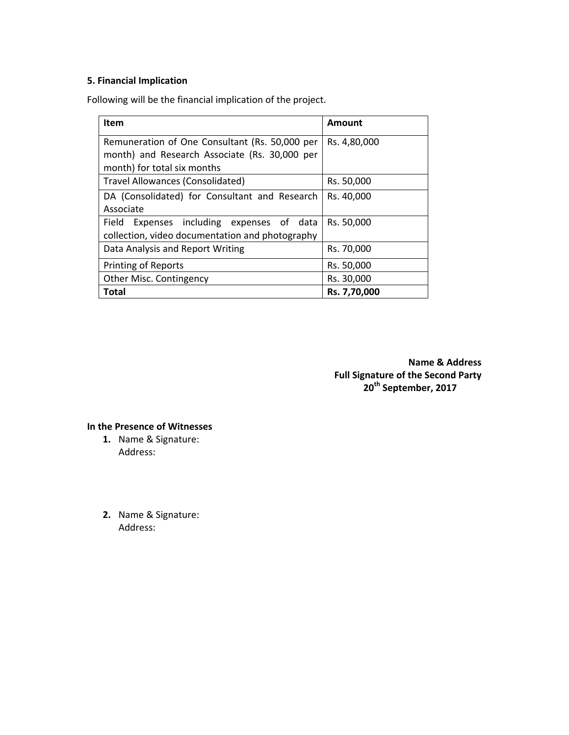### 5. Financial Implication

Following will be the financial implication of the project.

| Item | Amount |
|---|---|
| Remuneration of One Consultant (Rs. 50,000 per month) and Research Associate (Rs. 30,000 per month) for total six months | Rs. 4,80,000 |
| Travel Allowances (Consolidated) | Rs. 50,000 |
| DA (Consolidated) for Consultant and Research Associate | Rs. 40,000 |
| Field Expenses including expenses of data collection, video documentation and photography | Rs. 50,000 |
| Data Analysis and Report Writing | Rs. 70,000 |
| Printing of Reports | Rs. 50,000 |
| Other Misc. Contingency | Rs. 30,000 |
| **Total** | **Rs. 7,70,000** |

**Name & Address**
**Full Signature of the Second Party**
**20th September, 2017**

**In the Presence of Witnesses**

1. Name & Signature:
   Address:

2. Name & Signature:
   Address: